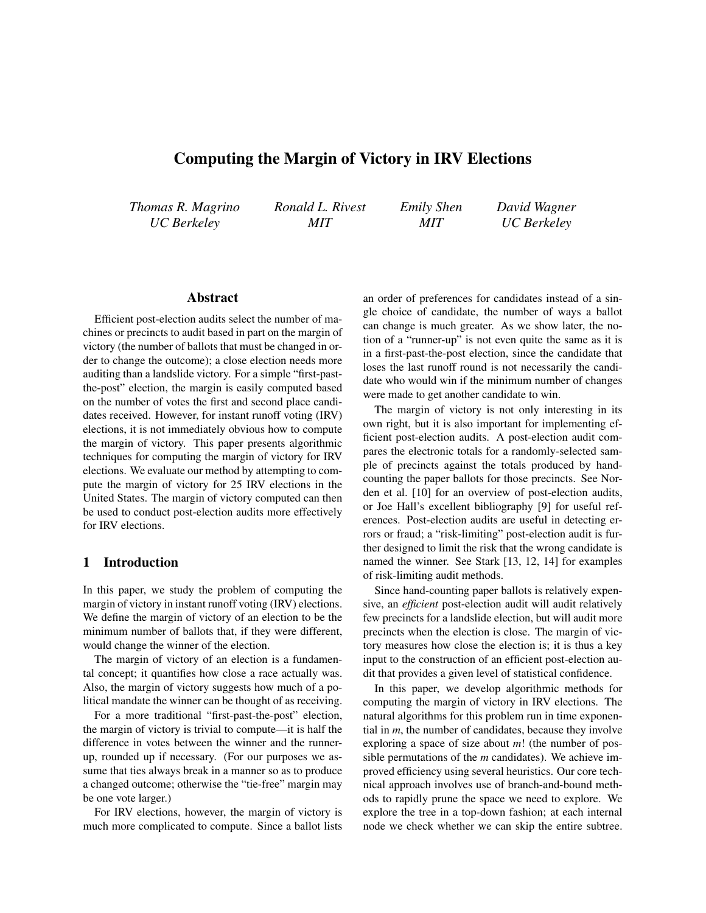# Computing the Margin of Victory in IRV Elections

*Thomas R. Magrino*
*UC Berkeley*

*Ronald L. Rivest*
*MIT*

*Emily Shen*
*MIT*

*David Wagner*
*UC Berkeley*

## Abstract

Efficient post-election audits select the number of machines or precincts to audit based in part on the margin of victory (the number of ballots that must be changed in order to change the outcome); a close election needs more auditing than a landslide victory. For a simple "first-past-the-post" election, the margin is easily computed based on the number of votes the first and second place candidates received. However, for instant runoff voting (IRV) elections, it is not immediately obvious how to compute the margin of victory. This paper presents algorithmic techniques for computing the margin of victory for IRV elections. We evaluate our method by attempting to compute the margin of victory for 25 IRV elections in the United States. The margin of victory computed can then be used to conduct post-election audits more effectively for IRV elections.

## 1 Introduction

In this paper, we study the problem of computing the margin of victory in instant runoff voting (IRV) elections. We define the margin of victory of an election to be the minimum number of ballots that, if they were different, would change the winner of the election.

The margin of victory of an election is a fundamental concept; it quantifies how close a race actually was. Also, the margin of victory suggests how much of a political mandate the winner can be thought of as receiving.

For a more traditional "first-past-the-post" election, the margin of victory is trivial to compute—it is half the difference in votes between the winner and the runner-up, rounded up if necessary. (For our purposes we assume that ties always break in a manner so as to produce a changed outcome; otherwise the "tie-free" margin may be one vote larger.)

For IRV elections, however, the margin of victory is much more complicated to compute. Since a ballot lists an order of preferences for candidates instead of a single choice of candidate, the number of ways a ballot can change is much greater. As we show later, the notion of a "runner-up" is not even quite the same as it is in a first-past-the-post election, since the candidate that loses the last runoff round is not necessarily the candidate who would win if the minimum number of changes were made to get another candidate to win.

The margin of victory is not only interesting in its own right, but it is also important for implementing efficient post-election audits. A post-election audit compares the electronic totals for a randomly-selected sample of precincts against the totals produced by hand-counting the paper ballots for those precincts. See Norden et al. [10] for an overview of post-election audits, or Joe Hall's excellent bibliography [9] for useful references. Post-election audits are useful in detecting errors or fraud; a "risk-limiting" post-election audit is further designed to limit the risk that the wrong candidate is named the winner. See Stark [13, 12, 14] for examples of risk-limiting audit methods.

Since hand-counting paper ballots is relatively expensive, an *efficient* post-election audit will audit relatively few precincts for a landslide election, but will audit more precincts when the election is close. The margin of victory measures how close the election is; it is thus a key input to the construction of an efficient post-election audit that provides a given level of statistical confidence.

In this paper, we develop algorithmic methods for computing the margin of victory in IRV elections. The natural algorithms for this problem run in time exponential in $m$, the number of candidates, because they involve exploring a space of size about $m!$ (the number of possible permutations of the $m$ candidates). We achieve improved efficiency using several heuristics. Our core technical approach involves use of branch-and-bound methods to rapidly prune the space we need to explore. We explore the tree in a top-down fashion; at each internal node we check whether we can skip the entire subtree.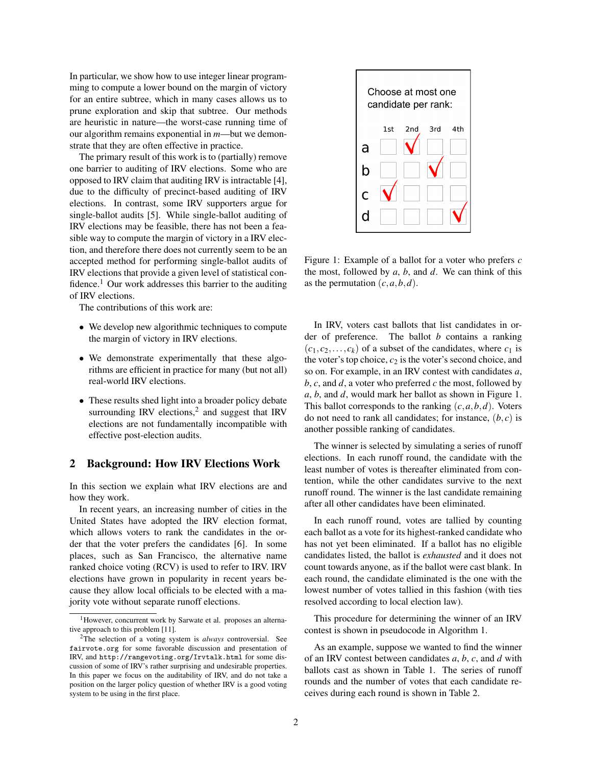In particular, we show how to use integer linear programming to compute a lower bound on the margin of victory for an entire subtree, which in many cases allows us to prune exploration and skip that subtree. Our methods are heuristic in nature—the worst-case running time of our algorithm remains exponential in $m$—but we demonstrate that they are often effective in practice.

The primary result of this work is to (partially) remove one barrier to auditing of IRV elections. Some who are opposed to IRV claim that auditing IRV is intractable [4], due to the difficulty of precinct-based auditing of IRV elections. In contrast, some IRV supporters argue for single-ballot audits [5]. While single-ballot auditing of IRV elections may be feasible, there has not been a feasible way to compute the margin of victory in a IRV election, and therefore there does not currently seem to be an accepted method for performing single-ballot audits of IRV elections that provide a given level of statistical confidence.[1] Our work addresses this barrier to the auditing of IRV elections.

The contributions of this work are:

- We develop new algorithmic techniques to compute the margin of victory in IRV elections.
- We demonstrate experimentally that these algorithms are efficient in practice for many (but not all) real-world IRV elections.
- These results shed light into a broader policy debate surrounding IRV elections,[2] and suggest that IRV elections are not fundamentally incompatible with effective post-election audits.

## 2 Background: How IRV Elections Work

In this section we explain what IRV elections are and how they work.

In recent years, an increasing number of cities in the United States have adopted the IRV election format, which allows voters to rank the candidates in the order that the voter prefers the candidates [6]. In some places, such as San Francisco, the alternative name ranked choice voting (RCV) is used to refer to IRV. IRV elections have grown in popularity in recent years because they allow local officials to be elected with a majority vote without separate runoff elections.

[1] However, concurrent work by Sarwate et al. proposes an alternative approach to this problem [11].

[2] The selection of a voting system is *always* controversial. See `fairvote.org` for some favorable discussion and presentation of IRV, and `http://rangevoting.org/Irvtalk.html` for some discussion of some of IRV's rather surprising and undesirable properties. In this paper we focus on the auditability of IRV, and do not take a position on the larger policy question of whether IRV is a good voting system to be using in the first place.

Choose at most one candidate per rank:

| | 1st | 2nd | 3rd | 4th |
|---|---|---|---|---|
| a | | ✓ | | |
| b | | | ✓ | |
| c | ✓ | | | |
| d | | | | ✓ |

Figure 1: Example of a ballot for a voter who prefers $c$ the most, followed by $a$, $b$, and $d$. We can think of this as the permutation $(c, a, b, d)$.

In IRV, voters cast ballots that list candidates in order of preference. The ballot $b$ contains a ranking $(c_1, c_2, \ldots, c_k)$ of a subset of the candidates, where $c_1$ is the voter's top choice, $c_2$ is the voter's second choice, and so on. For example, in an IRV contest with candidates $a$, $b$, $c$, and $d$, a voter who preferred $c$ the most, followed by $a$, $b$, and $d$, would mark her ballot as shown in Figure 1. This ballot corresponds to the ranking $(c, a, b, d)$. Voters do not need to rank all candidates; for instance, $(b, c)$ is another possible ranking of candidates.

The winner is selected by simulating a series of runoff elections. In each runoff round, the candidate with the least number of votes is thereafter eliminated from contention, while the other candidates survive to the next runoff round. The winner is the last candidate remaining after all other candidates have been eliminated.

In each runoff round, votes are tallied by counting each ballot as a vote for its highest-ranked candidate who has not yet been eliminated. If a ballot has no eligible candidates listed, the ballot is *exhausted* and it does not count towards anyone, as if the ballot were cast blank. In each round, the candidate eliminated is the one with the lowest number of votes tallied in this fashion (with ties resolved according to local election law).

This procedure for determining the winner of an IRV contest is shown in pseudocode in Algorithm 1.

As an example, suppose we wanted to find the winner of an IRV contest between candidates $a$, $b$, $c$, and $d$ with ballots cast as shown in Table 1. The series of runoff rounds and the number of votes that each candidate receives during each round is shown in Table 2.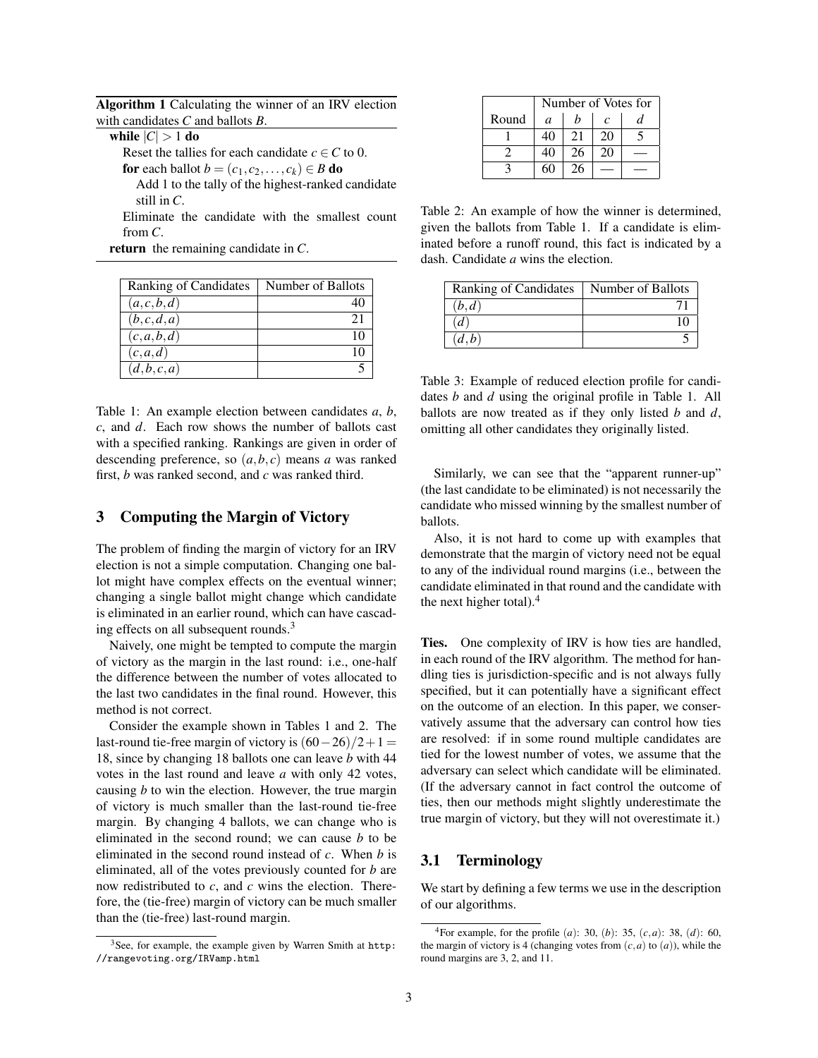**Algorithm 1** Calculating the winner of an IRV election with candidates $C$ and ballots $B$.

```
while |C| > 1 do
    Reset the tallies for each candidate c ∈ C to 0.
    for each ballot b = (c_1, c_2, ..., c_k) ∈ B do
        Add 1 to the tally of the highest-ranked candidate
        still in C.
    Eliminate the candidate with the smallest count
    from C.
return the remaining candidate in C.
```

| Ranking of Candidates | Number of Ballots |
|---|---|
| $(a,c,b,d)$ | 40 |
| $(b,c,d,a)$ | 21 |
| $(c,a,b,d)$ | 10 |
| $(c,a,d)$ | 10 |
| $(d,b,c,a)$ | 5 |

Table 1: An example election between candidates $a$, $b$, $c$, and $d$. Each row shows the number of ballots cast with a specified ranking. Rankings are given in order of descending preference, so $(a,b,c)$ means $a$ was ranked first, $b$ was ranked second, and $c$ was ranked third.

## 3 Computing the Margin of Victory

The problem of finding the margin of victory for an IRV election is not a simple computation. Changing one ballot might have complex effects on the eventual winner; changing a single ballot might change which candidate is eliminated in an earlier round, which can have cascading effects on all subsequent rounds.[3]

Naively, one might be tempted to compute the margin of victory as the margin in the last round: i.e., one-half the difference between the number of votes allocated to the last two candidates in the final round. However, this method is not correct.

Consider the example shown in Tables 1 and 2. The last-round tie-free margin of victory is $(60-26)/2+1 = 18$, since by changing 18 ballots one can leave $b$ with 44 votes in the last round and leave $a$ with only 42 votes, causing $b$ to win the election. However, the true margin of victory is much smaller than the last-round tie-free margin. By changing 4 ballots, we can change who is eliminated in the second round; we can cause $b$ to be eliminated in the second round instead of $c$. When $b$ is eliminated, all of the votes previously counted for $b$ are now redistributed to $c$, and $c$ wins the election. Therefore, the (tie-free) margin of victory can be much smaller than the (tie-free) last-round margin.

| | Number of Votes for | | | |
|---|---|---|---|---|
| Round | $a$ | $b$ | $c$ | $d$ |
| 1 | 40 | 21 | 20 | 5 |
| 2 | 40 | 26 | 20 | — |
| 3 | 60 | 26 | — | — |

Table 2: An example of how the winner is determined, given the ballots from Table 1. If a candidate is eliminated before a runoff round, this fact is indicated by a dash. Candidate $a$ wins the election.

| Ranking of Candidates | Number of Ballots |
|---|---|
| $(b,d)$ | 71 |
| $(d)$ | 10 |
| $(d,b)$ | 5 |

Table 3: Example of reduced election profile for candidates $b$ and $d$ using the original profile in Table 1. All ballots are now treated as if they only listed $b$ and $d$, omitting all other candidates they originally listed.

Similarly, we can see that the "apparent runner-up" (the last candidate to be eliminated) is not necessarily the candidate who missed winning by the smallest number of ballots.

Also, it is not hard to come up with examples that demonstrate that the margin of victory need not be equal to any of the individual round margins (i.e., between the candidate eliminated in that round and the candidate with the next higher total).[4]

**Ties.** One complexity of IRV is how ties are handled, in each round of the IRV algorithm. The method for handling ties is jurisdiction-specific and is not always fully specified, but it can potentially have a significant effect on the outcome of an election. In this paper, we conservatively assume that the adversary can control how ties are resolved: if in some round multiple candidates are tied for the lowest number of votes, we assume that the adversary can select which candidate will be eliminated. (If the adversary cannot in fact control the outcome of ties, then our methods might slightly underestimate the true margin of victory, but they will not overestimate it.)

### 3.1 Terminology

We start by defining a few terms we use in the description of our algorithms.

[3] See, for example, the example given by Warren Smith at http://rangevoting.org/IRVamp.html

[4] For example, for the profile $(a)$: 30, $(b)$: 35, $(c,a)$: 38, $(d)$: 60, the margin of victory is 4 (changing votes from $(c,a)$ to $(a)$), while the round margins are 3, 2, and 11.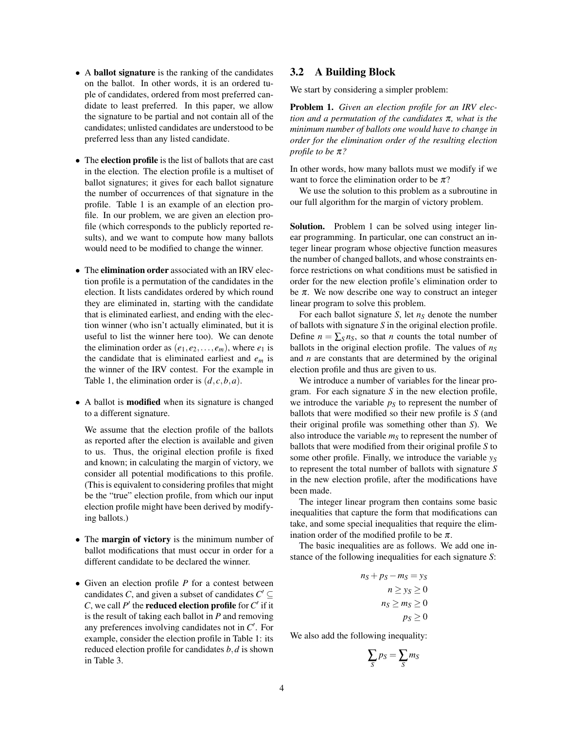- A **ballot signature** is the ranking of the candidates on the ballot. In other words, it is an ordered tuple of candidates, ordered from most preferred candidate to least preferred. In this paper, we allow the signature to be partial and not contain all of the candidates; unlisted candidates are understood to be preferred less than any listed candidate.

- The **election profile** is the list of ballots that are cast in the election. The election profile is a multiset of ballot signatures; it gives for each ballot signature the number of occurrences of that signature in the profile. Table 1 is an example of an election profile. In our problem, we are given an election profile (which corresponds to the publicly reported results), and we want to compute how many ballots would need to be modified to change the winner.

- The **elimination order** associated with an IRV election profile is a permutation of the candidates in the election. It lists candidates ordered by which round they are eliminated in, starting with the candidate that is eliminated earliest, and ending with the election winner (who isn't actually eliminated, but it is useful to list the winner here too). We can denote the elimination order as $(e_1, e_2, \ldots, e_m)$, where $e_1$ is the candidate that is eliminated earliest and $e_m$ is the winner of the IRV contest. For the example in Table 1, the elimination order is $(d, c, b, a)$.

- A ballot is **modified** when its signature is changed to a different signature.

  We assume that the election profile of the ballots as reported after the election is available and given to us. Thus, the original election profile is fixed and known; in calculating the margin of victory, we consider all potential modifications to this profile. (This is equivalent to considering profiles that might be the "true" election profile, from which our input election profile might have been derived by modifying ballots.)

- The **margin of victory** is the minimum number of ballot modifications that must occur in order for a different candidate to be declared the winner.

- Given an election profile $P$ for a contest between candidates $C$, and given a subset of candidates $C' \subseteq C$, we call $P'$ the **reduced election profile** for $C'$ if it is the result of taking each ballot in $P$ and removing any preferences involving candidates not in $C'$. For example, consider the election profile in Table 1: its reduced election profile for candidates $b, d$ is shown in Table 3.

## 3.2 A Building Block

We start by considering a simpler problem:

**Problem 1.** *Given an election profile for an IRV election and a permutation of the candidates $\pi$, what is the minimum number of ballots one would have to change in order for the elimination order of the resulting election profile to be $\pi$?*

In other words, how many ballots must we modify if we want to force the elimination order to be $\pi$?

We use the solution to this problem as a subroutine in our full algorithm for the margin of victory problem.

**Solution.** Problem 1 can be solved using integer linear programming. In particular, one can construct an integer linear program whose objective function measures the number of changed ballots, and whose constraints enforce restrictions on what conditions must be satisfied in order for the new election profile's elimination order to be $\pi$. We now describe one way to construct an integer linear program to solve this problem.

For each ballot signature $S$, let $n_S$ denote the number of ballots with signature $S$ in the original election profile. Define $n = \sum_S n_S$, so that $n$ counts the total number of ballots in the original election profile. The values of $n_S$ and $n$ are constants that are determined by the original election profile and thus are given to us.

We introduce a number of variables for the linear program. For each signature $S$ in the new election profile, we introduce the variable $p_S$ to represent the number of ballots that were modified so their new profile is $S$ (and their original profile was something other than $S$). We also introduce the variable $m_S$ to represent the number of ballots that were modified from their original profile $S$ to some other profile. Finally, we introduce the variable $y_S$ to represent the total number of ballots with signature $S$ in the new election profile, after the modifications have been made.

The integer linear program then contains some basic inequalities that capture the form that modifications can take, and some special inequalities that require the elimination order of the modified profile to be $\pi$.

The basic inequalities are as follows. We add one instance of the following inequalities for each signature $S$:

$$
\begin{aligned}
n_S + p_S - m_S &= y_S \\
n \geq y_S &\geq 0 \\
n_S \geq m_S &\geq 0 \\
p_S &\geq 0
\end{aligned}
$$

We also add the following inequality:

$$\sum_S p_S = \sum_S m_S$$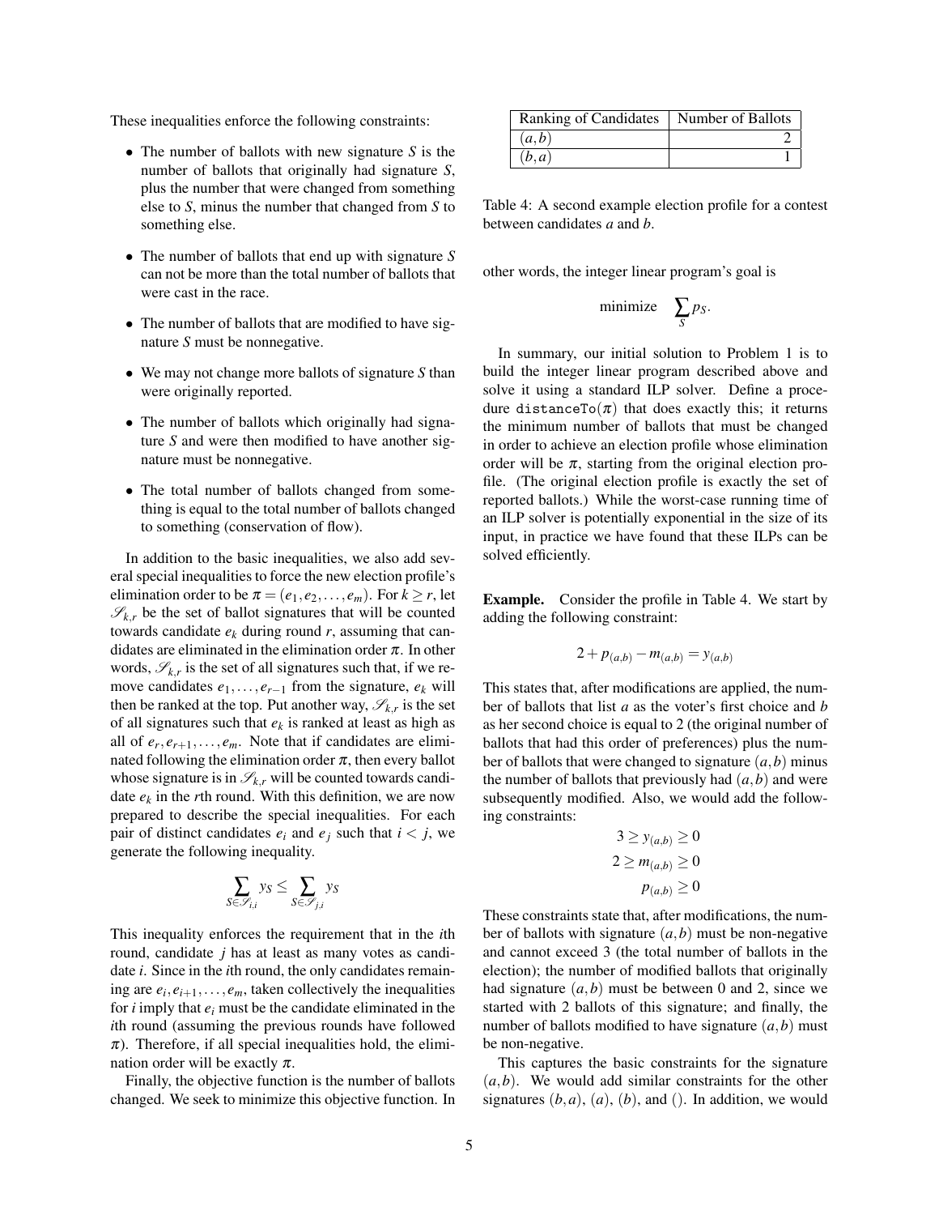These inequalities enforce the following constraints:

- The number of ballots with new signature $S$ is the number of ballots that originally had signature $S$, plus the number that were changed from something else to $S$, minus the number that changed from $S$ to something else.
- The number of ballots that end up with signature $S$ can not be more than the total number of ballots that were cast in the race.
- The number of ballots that are modified to have signature $S$ must be nonnegative.
- We may not change more ballots of signature $S$ than were originally reported.
- The number of ballots which originally had signature $S$ and were then modified to have another signature must be nonnegative.
- The total number of ballots changed from something is equal to the total number of ballots changed to something (conservation of flow).

In addition to the basic inequalities, we also add several special inequalities to force the new election profile's elimination order to be $\pi = (e_1, e_2, \ldots, e_m)$. For $k \geq r$, let $\mathscr{S}_{k,r}$ be the set of ballot signatures that will be counted towards candidate $e_k$ during round $r$, assuming that candidates are eliminated in the elimination order $\pi$. In other words, $\mathscr{S}_{k,r}$ is the set of all signatures such that, if we remove candidates $e_1, \ldots, e_{r-1}$ from the signature, $e_k$ will then be ranked at the top. Put another way, $\mathscr{S}_{k,r}$ is the set of all signatures such that $e_k$ is ranked at least as high as all of $e_r, e_{r+1}, \ldots, e_m$. Note that if candidates are eliminated following the elimination order $\pi$, then every ballot whose signature is in $\mathscr{S}_{k,r}$ will be counted towards candidate $e_k$ in the $r$th round. With this definition, we are now prepared to describe the special inequalities. For each pair of distinct candidates $e_i$ and $e_j$ such that $i < j$, we generate the following inequality.

$$\sum_{S \in \mathscr{S}_{i,i}} y_S \leq \sum_{S \in \mathscr{S}_{j,i}} y_S$$

This inequality enforces the requirement that in the $i$th round, candidate $j$ has at least as many votes as candidate $i$. Since in the $i$th round, the only candidates remaining are $e_i, e_{i+1}, \ldots, e_m$, taken collectively the inequalities for $i$ imply that $e_i$ must be the candidate eliminated in the $i$th round (assuming the previous rounds have followed $\pi$). Therefore, if all special inequalities hold, the elimination order will be exactly $\pi$.

Finally, the objective function is the number of ballots changed. We seek to minimize this objective function. In other words, the integer linear program's goal is

$$\text{minimize} \quad \sum_S p_S.$$

In summary, our initial solution to Problem 1 is to build the integer linear program described above and solve it using a standard ILP solver. Define a procedure `distanceTo`($\pi$) that does exactly this; it returns the minimum number of ballots that must be changed in order to achieve an election profile whose elimination order will be $\pi$, starting from the original election profile. (The original election profile is exactly the set of reported ballots.) While the worst-case running time of an ILP solver is potentially exponential in the size of its input, in practice we have found that these ILPs can be solved efficiently.

| Ranking of Candidates | Number of Ballots |
|---|---|
| $(a,b)$ | 2 |
| $(b,a)$ | 1 |

Table 4: A second example election profile for a contest between candidates $a$ and $b$.

**Example.** Consider the profile in Table 4. We start by adding the following constraint:

$$2 + p_{(a,b)} - m_{(a,b)} = y_{(a,b)}$$

This states that, after modifications are applied, the number of ballots that list $a$ as the voter's first choice and $b$ as her second choice is equal to 2 (the original number of ballots that had this order of preferences) plus the number of ballots that were changed to signature $(a,b)$ minus the number of ballots that previously had $(a,b)$ and were subsequently modified. Also, we would add the following constraints:

$$3 \geq y_{(a,b)} \geq 0$$
$$2 \geq m_{(a,b)} \geq 0$$
$$p_{(a,b)} \geq 0$$

These constraints state that, after modifications, the number of ballots with signature $(a,b)$ must be non-negative and cannot exceed 3 (the total number of ballots in the election); the number of modified ballots that originally had signature $(a,b)$ must be between 0 and 2, since we started with 2 ballots of this signature; and finally, the number of ballots modified to have signature $(a,b)$ must be non-negative.

This captures the basic constraints for the signature $(a,b)$. We would add similar constraints for the other signatures $(b,a)$, $(a)$, $(b)$, and $()$. In addition, we would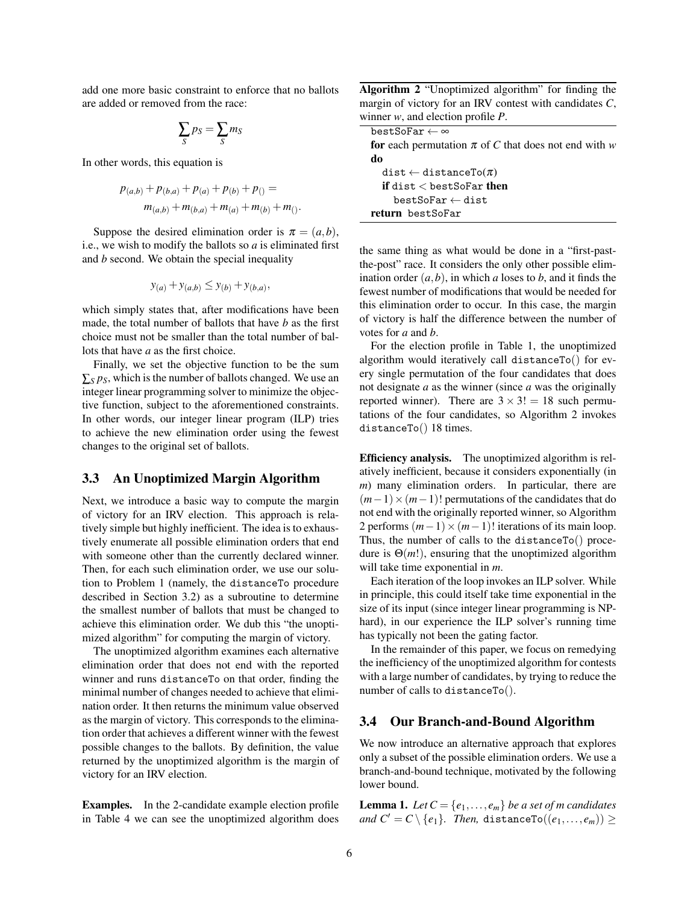add one more basic constraint to enforce that no ballots are added or removed from the race:

$$\sum_S p_S = \sum_S m_S$$

In other words, this equation is

$$p_{(a,b)} + p_{(b,a)} + p_{(a)} + p_{(b)} + p_{()} = m_{(a,b)} + m_{(b,a)} + m_{(a)} + m_{(b)} + m_{()}.$$

Suppose the desired elimination order is $\pi = (a,b)$, i.e., we wish to modify the ballots so $a$ is eliminated first and $b$ second. We obtain the special inequality

$$y_{(a)} + y_{(a,b)} \leq y_{(b)} + y_{(b,a)},$$

which simply states that, after modifications have been made, the total number of ballots that have $b$ as the first choice must not be smaller than the total number of ballots that have $a$ as the first choice.

Finally, we set the objective function to be the sum $\sum_S p_S$, which is the number of ballots changed. We use an integer linear programming solver to minimize the objective function, subject to the aforementioned constraints. In other words, our integer linear program (ILP) tries to achieve the new elimination order using the fewest changes to the original set of ballots.

### 3.3 An Unoptimized Margin Algorithm

Next, we introduce a basic way to compute the margin of victory for an IRV election. This approach is relatively simple but highly inefficient. The idea is to exhaustively enumerate all possible elimination orders that end with someone other than the currently declared winner. Then, for each such elimination order, we use our solution to Problem 1 (namely, the `distanceTo` procedure described in Section 3.2) as a subroutine to determine the smallest number of ballots that must be changed to achieve this elimination order. We dub this "the unoptimized algorithm" for computing the margin of victory.

The unoptimized algorithm examines each alternative elimination order that does not end with the reported winner and runs `distanceTo` on that order, finding the minimal number of changes needed to achieve that elimination order. It then returns the minimum value observed as the margin of victory. This corresponds to the elimination order that achieves a different winner with the fewest possible changes to the ballots. By definition, the value returned by the unoptimized algorithm is the margin of victory for an IRV election.

**Examples.** In the 2-candidate example election profile in Table 4 we can see the unoptimized algorithm does the same thing as what would be done in a "first-past-the-post" race. It considers the only other possible elimination order $(a,b)$, in which $a$ loses to $b$, and it finds the fewest number of modifications that would be needed for this elimination order to occur. In this case, the margin of victory is half the difference between the number of votes for $a$ and $b$.

**Algorithm 2** "Unoptimized algorithm" for finding the margin of victory for an IRV contest with candidates $C$, winner $w$, and election profile $P$.

```
bestSoFar ← ∞
for each permutation π of C that does not end with w do
    dist ← distanceTo(π)
    if dist < bestSoFar then
        bestSoFar ← dist
return bestSoFar
```

For the election profile in Table 1, the unoptimized algorithm would iteratively call `distanceTo()` for every single permutation of the four candidates that does not designate $a$ as the winner (since $a$ was the originally reported winner). There are $3 \times 3! = 18$ such permutations of the four candidates, so Algorithm 2 invokes `distanceTo()` 18 times.

**Efficiency analysis.** The unoptimized algorithm is relatively inefficient, because it considers exponentially (in $m$) many elimination orders. In particular, there are $(m-1) \times (m-1)!$ permutations of the candidates that do not end with the originally reported winner, so Algorithm 2 performs $(m-1) \times (m-1)!$ iterations of its main loop. Thus, the number of calls to the `distanceTo()` procedure is $\Theta(m!)$, ensuring that the unoptimized algorithm will take time exponential in $m$.

Each iteration of the loop invokes an ILP solver. While in principle, this could itself take time exponential in the size of its input (since integer linear programming is NP-hard), in our experience the ILP solver's running time has typically not been the gating factor.

In the remainder of this paper, we focus on remedying the inefficiency of the unoptimized algorithm for contests with a large number of candidates, by trying to reduce the number of calls to `distanceTo()`.

### 3.4 Our Branch-and-Bound Algorithm

We now introduce an alternative approach that explores only a subset of the possible elimination orders. We use a branch-and-bound technique, motivated by the following lower bound.

**Lemma 1.** *Let $C = \{e_1, \ldots, e_m\}$ be a set of $m$ candidates and $C' = C \setminus \{e_1\}$. Then,* `distanceTo`$((e_1, \ldots, e_m)) \geq$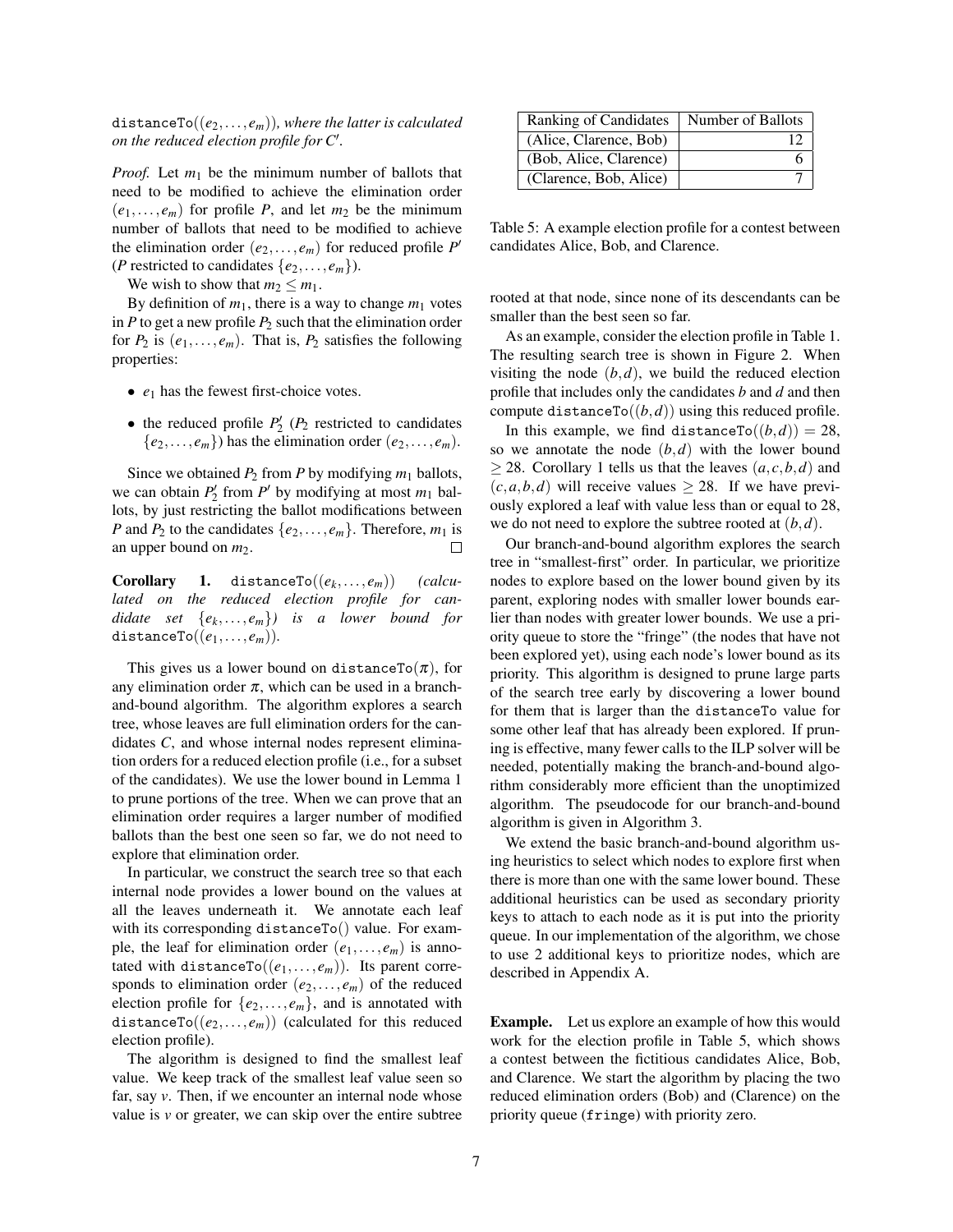distanceTo($(e_2,\ldots,e_m)$)*, where the latter is calculated on the reduced election profile for* $C'$.

*Proof.* Let $m_1$ be the minimum number of ballots that need to be modified to achieve the elimination order $(e_1,\ldots,e_m)$ for profile $P$, and let $m_2$ be the minimum number of ballots that need to be modified to achieve the elimination order $(e_2,\ldots,e_m)$ for reduced profile $P'$ ($P$ restricted to candidates $\{e_2,\ldots,e_m\}$).

We wish to show that $m_2 \leq m_1$.

By definition of $m_1$, there is a way to change $m_1$ votes in $P$ to get a new profile $P_2$ such that the elimination order for $P_2$ is $(e_1,\ldots,e_m)$. That is, $P_2$ satisfies the following properties:

- $e_1$ has the fewest first-choice votes.
- the reduced profile $P_2'$ ($P_2$ restricted to candidates $\{e_2,\ldots,e_m\}$) has the elimination order $(e_2,\ldots,e_m)$.

Since we obtained $P_2$ from $P$ by modifying $m_1$ ballots, we can obtain $P_2'$ from $P'$ by modifying at most $m_1$ ballots, by just restricting the ballot modifications between $P$ and $P_2$ to the candidates $\{e_2,\ldots,e_m\}$. Therefore, $m_1$ is an upper bound on $m_2$. □

**Corollary 1.** distanceTo($(e_k,\ldots,e_m)$) *(calculated on the reduced election profile for candidate set* $\{e_k,\ldots,e_m\}$*) is a lower bound for* distanceTo($(e_1,\ldots,e_m)$).

This gives us a lower bound on distanceTo($\pi$), for any elimination order $\pi$, which can be used in a branch-and-bound algorithm. The algorithm explores a search tree, whose leaves are full elimination orders for the candidates $C$, and whose internal nodes represent elimination orders for a reduced election profile (i.e., for a subset of the candidates). We use the lower bound in Lemma 1 to prune portions of the tree. When we can prove that an elimination order requires a larger number of modified ballots than the best one seen so far, we do not need to explore that elimination order.

In particular, we construct the search tree so that each internal node provides a lower bound on the values at all the leaves underneath it. We annotate each leaf with its corresponding distanceTo() value. For example, the leaf for elimination order $(e_1,\ldots,e_m)$ is annotated with distanceTo($(e_1,\ldots,e_m)$). Its parent corresponds to elimination order $(e_2,\ldots,e_m)$ of the reduced election profile for $\{e_2,\ldots,e_m\}$, and is annotated with distanceTo($(e_2,\ldots,e_m)$) (calculated for this reduced election profile).

The algorithm is designed to find the smallest leaf value. We keep track of the smallest leaf value seen so far, say $v$. Then, if we encounter an internal node whose value is $v$ or greater, we can skip over the entire subtree rooted at that node, since none of its descendants can be smaller than the best seen so far.

| Ranking of Candidates | Number of Ballots |
| --- | --- |
| (Alice, Clarence, Bob) | 12 |
| (Bob, Alice, Clarence) | 6 |
| (Clarence, Bob, Alice) | 7 |

Table 5: A example election profile for a contest between candidates Alice, Bob, and Clarence.

As an example, consider the election profile in Table 1. The resulting search tree is shown in Figure 2. When visiting the node $(b,d)$, we build the reduced election profile that includes only the candidates $b$ and $d$ and then compute distanceTo($(b,d)$) using this reduced profile.

In this example, we find distanceTo($(b,d)$) $= 28$, so we annotate the node $(b,d)$ with the lower bound $\geq 28$. Corollary 1 tells us that the leaves $(a,c,b,d)$ and $(c,a,b,d)$ will receive values $\geq 28$. If we have previously explored a leaf with value less than or equal to 28, we do not need to explore the subtree rooted at $(b,d)$.

Our branch-and-bound algorithm explores the search tree in "smallest-first" order. In particular, we prioritize nodes to explore based on the lower bound given by its parent, exploring nodes with smaller lower bounds earlier than nodes with greater lower bounds. We use a priority queue to store the "fringe" (the nodes that have not been explored yet), using each node's lower bound as its priority. This algorithm is designed to prune large parts of the search tree early by discovering a lower bound for them that is larger than the distanceTo value for some other leaf that has already been explored. If pruning is effective, many fewer calls to the ILP solver will be needed, potentially making the branch-and-bound algorithm considerably more efficient than the unoptimized algorithm. The pseudocode for our branch-and-bound algorithm is given in Algorithm 3.

We extend the basic branch-and-bound algorithm using heuristics to select which nodes to explore first when there is more than one with the same lower bound. These additional heuristics can be used as secondary priority keys to attach to each node as it is put into the priority queue. In our implementation of the algorithm, we chose to use 2 additional keys to prioritize nodes, which are described in Appendix A.

**Example.** Let us explore an example of how this would work for the election profile in Table 5, which shows a contest between the fictitious candidates Alice, Bob, and Clarence. We start the algorithm by placing the two reduced elimination orders (Bob) and (Clarence) on the priority queue (fringe) with priority zero.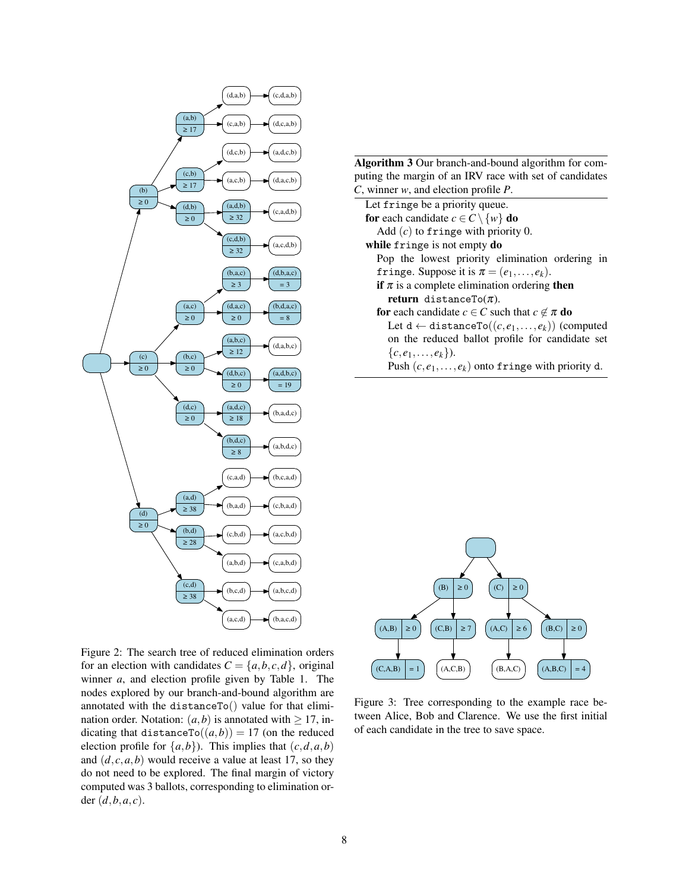**Algorithm 3** Our branch-and-bound algorithm for computing the margin of an IRV race with set of candidates $C$, winner $w$, and election profile $P$.

```
Let fringe be a priority queue.
for each candidate c ∈ C \ {w} do
    Add (c) to fringe with priority 0.
while fringe is not empty do
    Pop the lowest priority elimination ordering in
    fringe. Suppose it is π = (e_1, ..., e_k).
    if π is a complete elimination ordering then
        return distanceTo(π).
    for each candidate c ∈ C such that c ∉ π do
        Let d ← distanceTo((c, e_1, ..., e_k)) (computed
        on the reduced ballot profile for candidate set
        {c, e_1, ..., e_k}).
        Push (c, e_1, ..., e_k) onto fringe with priority d.
```

Figure 2: The search tree of reduced elimination orders for an election with candidates $C = \{a,b,c,d\}$, original winner $a$, and election profile given by Table 1. The nodes explored by our branch-and-bound algorithm are annotated with the `distanceTo()` value for that elimination order. Notation: $(a,b)$ is annotated with $\geq 17$, indicating that $\texttt{distanceTo}((a,b)) = 17$ (on the reduced election profile for $\{a,b\}$). This implies that $(c,d,a,b)$ and $(d,c,a,b)$ would receive a value at least 17, so they do not need to be explored. The final margin of victory computed was 3 ballots, corresponding to elimination order $(d,b,a,c)$.

Figure 3: Tree corresponding to the example race between Alice, Bob and Clarence. We use the first initial of each candidate in the tree to save space.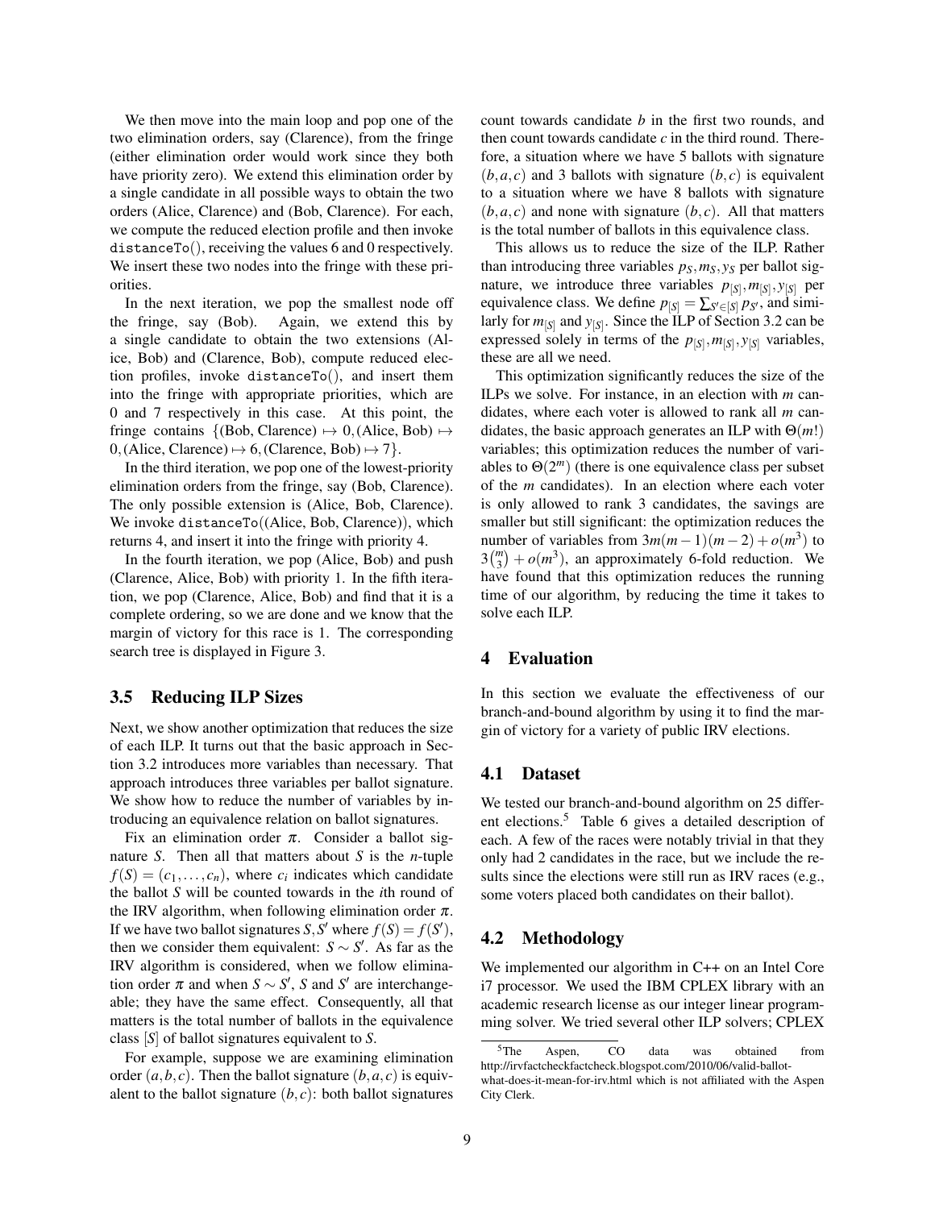We then move into the main loop and pop one of the two elimination orders, say (Clarence), from the fringe (either elimination order would work since they both have priority zero). We extend this elimination order by a single candidate in all possible ways to obtain the two orders (Alice, Clarence) and (Bob, Clarence). For each, we compute the reduced election profile and then invoke `distanceTo()`, receiving the values 6 and 0 respectively. We insert these two nodes into the fringe with these priorities.

In the next iteration, we pop the smallest node off the fringe, say (Bob). Again, we extend this by a single candidate to obtain the two extensions (Alice, Bob) and (Clarence, Bob), compute reduced election profiles, invoke `distanceTo()`, and insert them into the fringe with appropriate priorities, which are 0 and 7 respectively in this case. At this point, the fringe contains $\{(\text{Bob, Clarence}) \mapsto 0, (\text{Alice, Bob}) \mapsto 0, (\text{Alice, Clarence}) \mapsto 6, (\text{Clarence, Bob}) \mapsto 7\}$.

In the third iteration, we pop one of the lowest-priority elimination orders from the fringe, say (Bob, Clarence). The only possible extension is (Alice, Bob, Clarence). We invoke `distanceTo((Alice, Bob, Clarence))`, which returns 4, and insert it into the fringe with priority 4.

In the fourth iteration, we pop (Alice, Bob) and push (Clarence, Alice, Bob) with priority 1. In the fifth iteration, we pop (Clarence, Alice, Bob) and find that it is a complete ordering, so we are done and we know that the margin of victory for this race is 1. The corresponding search tree is displayed in Figure 3.

### 3.5 Reducing ILP Sizes

Next, we show another optimization that reduces the size of each ILP. It turns out that the basic approach in Section 3.2 introduces more variables than necessary. That approach introduces three variables per ballot signature. We show how to reduce the number of variables by introducing an equivalence relation on ballot signatures.

Fix an elimination order $\pi$. Consider a ballot signature $S$. Then all that matters about $S$ is the $n$-tuple $f(S) = (c_1, \ldots, c_n)$, where $c_i$ indicates which candidate the ballot $S$ will be counted towards in the $i$th round of the IRV algorithm, when following elimination order $\pi$. If we have two ballot signatures $S, S'$ where $f(S) = f(S')$, then we consider them equivalent: $S \sim S'$. As far as the IRV algorithm is considered, when we follow elimination order $\pi$ and when $S \sim S'$, $S$ and $S'$ are interchangeable; they have the same effect. Consequently, all that matters is the total number of ballots in the equivalence class $[S]$ of ballot signatures equivalent to $S$.

For example, suppose we are examining elimination order $(a, b, c)$. Then the ballot signature $(b, a, c)$ is equivalent to the ballot signature $(b, c)$: both ballot signatures count towards candidate $b$ in the first two rounds, and then count towards candidate $c$ in the third round. Therefore, a situation where we have 5 ballots with signature $(b, a, c)$ and 3 ballots with signature $(b, c)$ is equivalent to a situation where we have 8 ballots with signature $(b, a, c)$ and none with signature $(b, c)$. All that matters is the total number of ballots in this equivalence class.

This allows us to reduce the size of the ILP. Rather than introducing three variables $p_S, m_S, y_S$ per ballot signature, we introduce three variables $p_{[S]}, m_{[S]}, y_{[S]}$ per equivalence class. We define $p_{[S]} = \sum_{S' \in [S]} p_{S'}$, and similarly for $m_{[S]}$ and $y_{[S]}$. Since the ILP of Section 3.2 can be expressed solely in terms of the $p_{[S]}, m_{[S]}, y_{[S]}$ variables, these are all we need.

This optimization significantly reduces the size of the ILPs we solve. For instance, in an election with $m$ candidates, where each voter is allowed to rank all $m$ candidates, the basic approach generates an ILP with $\Theta(m!)$ variables; this optimization reduces the number of variables to $\Theta(2^m)$ (there is one equivalence class per subset of the $m$ candidates). In an election where each voter is only allowed to rank 3 candidates, the savings are smaller but still significant: the optimization reduces the number of variables from $3m(m-1)(m-2) + o(m^3)$ to $3\binom{m}{3} + o(m^3)$, an approximately 6-fold reduction. We have found that this optimization reduces the running time of our algorithm, by reducing the time it takes to solve each ILP.

## 4 Evaluation

In this section we evaluate the effectiveness of our branch-and-bound algorithm by using it to find the margin of victory for a variety of public IRV elections.

### 4.1 Dataset

We tested our branch-and-bound algorithm on 25 different elections.[5] Table 6 gives a detailed description of each. A few of the races were notably trivial in that they only had 2 candidates in the race, but we include the results since the elections were still run as IRV races (e.g., some voters placed both candidates on their ballot).

### 4.2 Methodology

We implemented our algorithm in C++ on an Intel Core i7 processor. We used the IBM CPLEX library with an academic research license as our integer linear programming solver. We tried several other ILP solvers; CPLEX

[5] The Aspen, CO data was obtained from http://irvfactcheckfactcheck.blogspot.com/2010/06/valid-ballot-what-does-it-mean-for-irv.html which is not affiliated with the Aspen City Clerk.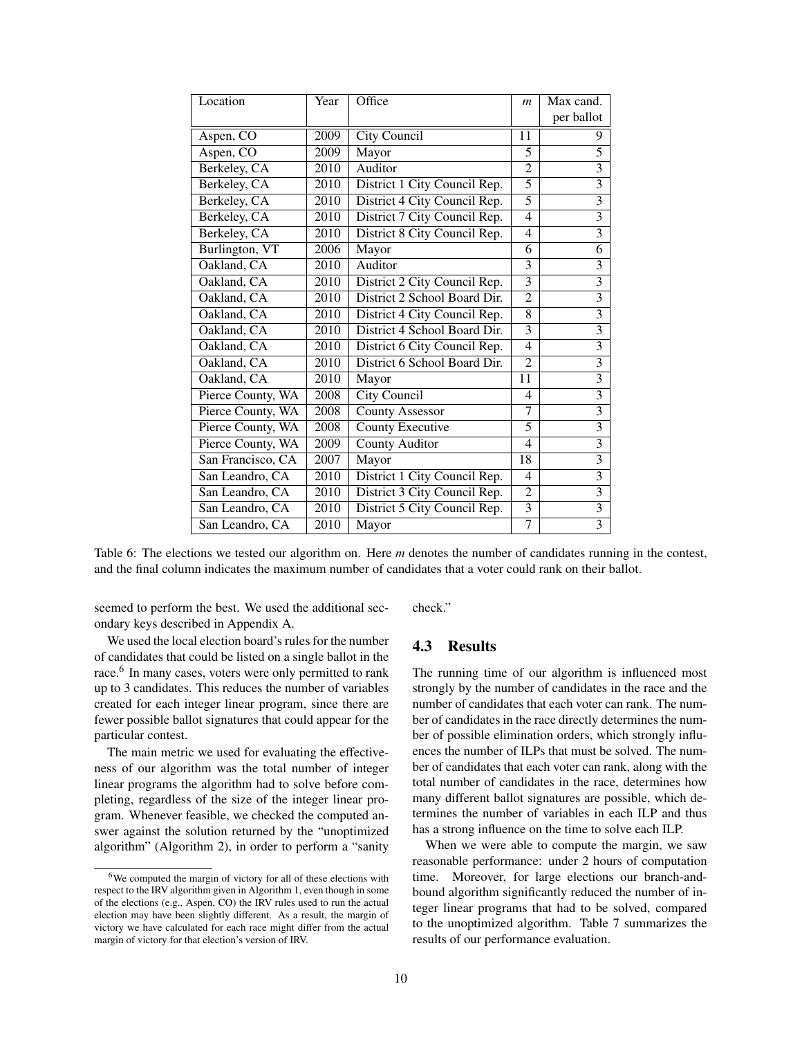| Location | Year | Office | $m$ | Max cand. per ballot |
|---|---|---|---|---|
| Aspen, CO | 2009 | City Council | 11 | 9 |
| Aspen, CO | 2009 | Mayor | 5 | 5 |
| Berkeley, CA | 2010 | Auditor | 2 | 3 |
| Berkeley, CA | 2010 | District 1 City Council Rep. | 5 | 3 |
| Berkeley, CA | 2010 | District 4 City Council Rep. | 5 | 3 |
| Berkeley, CA | 2010 | District 7 City Council Rep. | 4 | 3 |
| Berkeley, CA | 2010 | District 8 City Council Rep. | 4 | 3 |
| Burlington, VT | 2006 | Mayor | 6 | 6 |
| Oakland, CA | 2010 | Auditor | 3 | 3 |
| Oakland, CA | 2010 | District 2 City Council Rep. | 3 | 3 |
| Oakland, CA | 2010 | District 2 School Board Dir. | 2 | 3 |
| Oakland, CA | 2010 | District 4 City Council Rep. | 8 | 3 |
| Oakland, CA | 2010 | District 4 School Board Dir. | 3 | 3 |
| Oakland, CA | 2010 | District 6 City Council Rep. | 4 | 3 |
| Oakland, CA | 2010 | District 6 School Board Dir. | 2 | 3 |
| Oakland, CA | 2010 | Mayor | 11 | 3 |
| Pierce County, WA | 2008 | City Council | 4 | 3 |
| Pierce County, WA | 2008 | County Assessor | 7 | 3 |
| Pierce County, WA | 2008 | County Executive | 5 | 3 |
| Pierce County, WA | 2009 | County Auditor | 4 | 3 |
| San Francisco, CA | 2007 | Mayor | 18 | 3 |
| San Leandro, CA | 2010 | District 1 City Council Rep. | 4 | 3 |
| San Leandro, CA | 2010 | District 3 City Council Rep. | 2 | 3 |
| San Leandro, CA | 2010 | District 5 City Council Rep. | 3 | 3 |
| San Leandro, CA | 2010 | Mayor | 7 | 3 |

Table 6: The elections we tested our algorithm on. Here $m$ denotes the number of candidates running in the contest, and the final column indicates the maximum number of candidates that a voter could rank on their ballot.

seemed to perform the best. We used the additional secondary keys described in Appendix A.

We used the local election board's rules for the number of candidates that could be listed on a single ballot in the race.[6] In many cases, voters were only permitted to rank up to 3 candidates. This reduces the number of variables created for each integer linear program, since there are fewer possible ballot signatures that could appear for the particular contest.

The main metric we used for evaluating the effectiveness of our algorithm was the total number of integer linear programs the algorithm had to solve before completing, regardless of the size of the integer linear program. Whenever feasible, we checked the computed answer against the solution returned by the "unoptimized algorithm" (Algorithm 2), in order to perform a "sanity check."

[6] We computed the margin of victory for all of these elections with respect to the IRV algorithm given in Algorithm 1, even though in some of the elections (e.g., Aspen, CO) the IRV rules used to run the actual election may have been slightly different. As a result, the margin of victory we have calculated for each race might differ from the actual margin of victory for that election's version of IRV.

### 4.3 Results

The running time of our algorithm is influenced most strongly by the number of candidates in the race and the number of candidates that each voter can rank. The number of candidates in the race directly determines the number of possible elimination orders, which strongly influences the number of ILPs that must be solved. The number of candidates that each voter can rank, along with the total number of candidates in the race, determines how many different ballot signatures are possible, which determines the number of variables in each ILP and thus has a strong influence on the time to solve each ILP.

When we were able to compute the margin, we saw reasonable performance: under 2 hours of computation time. Moreover, for large elections our branch-and-bound algorithm significantly reduced the number of integer linear programs that had to be solved, compared to the unoptimized algorithm. Table 7 summarizes the results of our performance evaluation.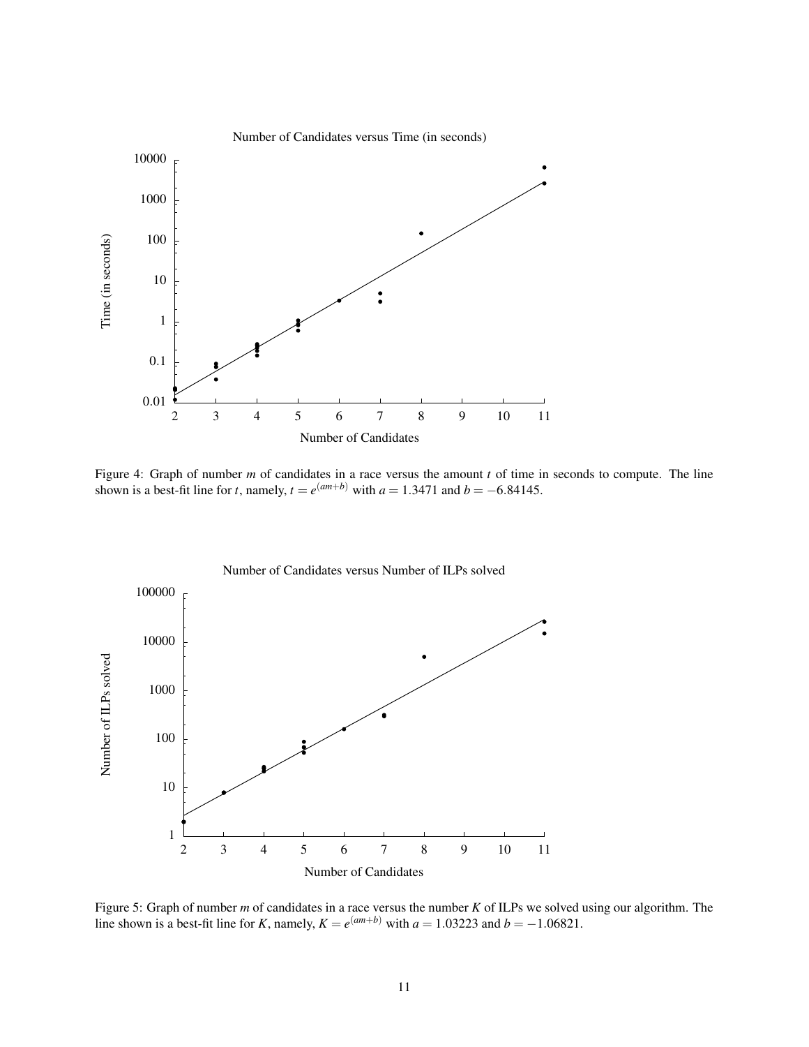Number of Candidates versus Time (in seconds)

10000

1000

100

10

1

0.1

0.01

Time (in seconds)

2 3 4 5 6 7 8 9 10 11

Number of Candidates

Figure 4: Graph of number $m$ of candidates in a race versus the amount $t$ of time in seconds to compute. The line shown is a best-fit line for $t$, namely, $t = e^{(am+b)}$ with $a = 1.3471$ and $b = -6.84145$.

Number of Candidates versus Number of ILPs solved

100000

10000

1000

100

10

1

Number of ILPs solved

2 3 4 5 6 7 8 9 10 11

Number of Candidates

Figure 5: Graph of number $m$ of candidates in a race versus the number $K$ of ILPs we solved using our algorithm. The line shown is a best-fit line for $K$, namely, $K = e^{(am+b)}$ with $a = 1.03223$ and $b = -1.06821$.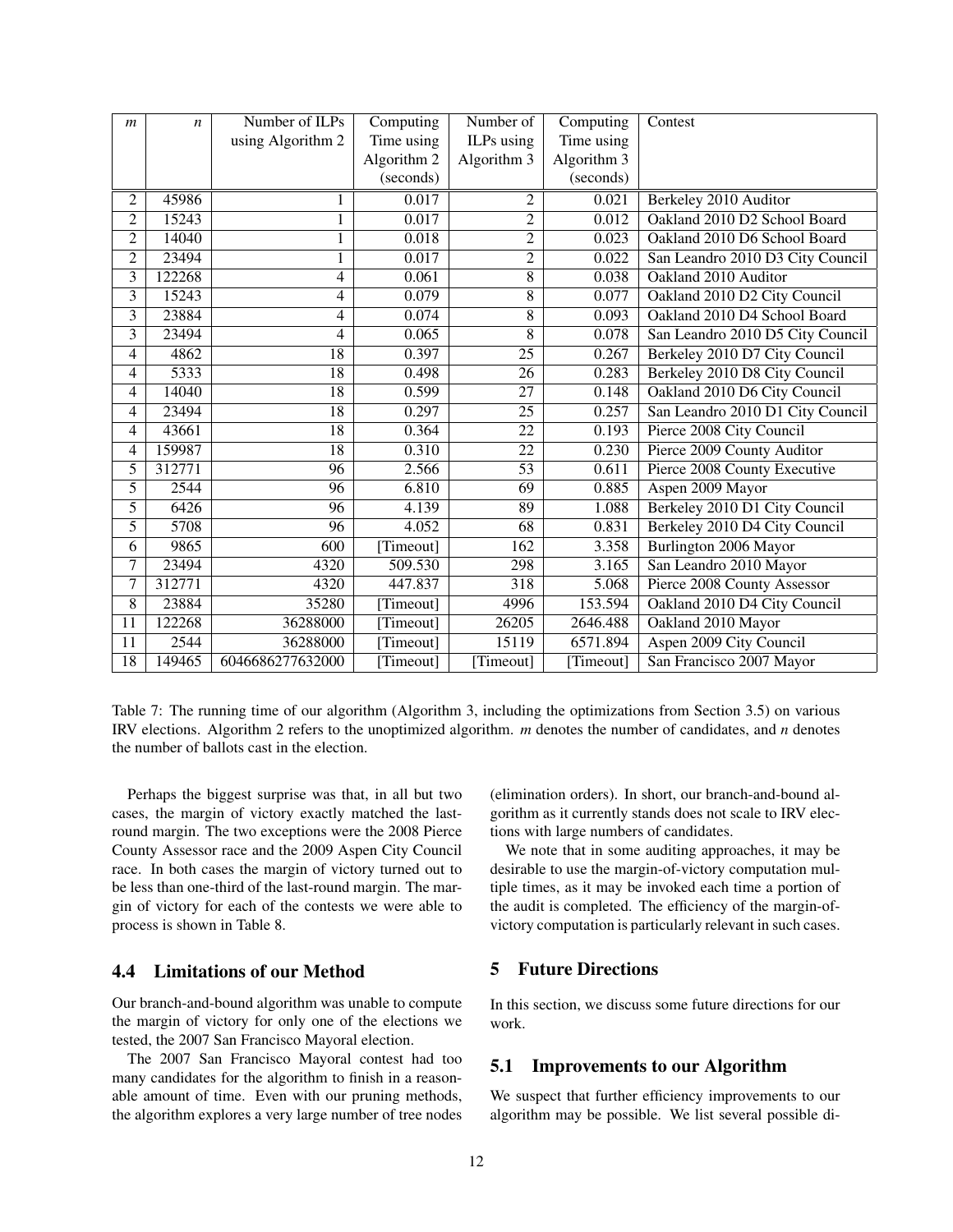| $m$ | $n$ | Number of ILPs using Algorithm 2 | Computing Time using Algorithm 2 (seconds) | Number of ILPs using Algorithm 3 | Computing Time using Algorithm 3 (seconds) | Contest |
|---|---|---|---|---|---|---|
| 2 | 45986 | 1 | 0.017 | 2 | 0.021 | Berkeley 2010 Auditor |
| 2 | 15243 | 1 | 0.017 | 2 | 0.012 | Oakland 2010 D2 School Board |
| 2 | 14040 | 1 | 0.018 | 2 | 0.023 | Oakland 2010 D6 School Board |
| 2 | 23494 | 1 | 0.017 | 2 | 0.022 | San Leandro 2010 D3 City Council |
| 3 | 122268 | 4 | 0.061 | 8 | 0.038 | Oakland 2010 Auditor |
| 3 | 15243 | 4 | 0.079 | 8 | 0.077 | Oakland 2010 D2 City Council |
| 3 | 23884 | 4 | 0.074 | 8 | 0.093 | Oakland 2010 D4 School Board |
| 3 | 23494 | 4 | 0.065 | 8 | 0.078 | San Leandro 2010 D5 City Council |
| 4 | 4862 | 18 | 0.397 | 25 | 0.267 | Berkeley 2010 D7 City Council |
| 4 | 5333 | 18 | 0.498 | 26 | 0.283 | Berkeley 2010 D8 City Council |
| 4 | 14040 | 18 | 0.599 | 27 | 0.148 | Oakland 2010 D6 City Council |
| 4 | 23494 | 18 | 0.297 | 25 | 0.257 | San Leandro 2010 D1 City Council |
| 4 | 43661 | 18 | 0.364 | 22 | 0.193 | Pierce 2008 City Council |
| 4 | 159987 | 18 | 0.310 | 22 | 0.230 | Pierce 2009 County Auditor |
| 5 | 312771 | 96 | 2.566 | 53 | 0.611 | Pierce 2008 County Executive |
| 5 | 2544 | 96 | 6.810 | 69 | 0.885 | Aspen 2009 Mayor |
| 5 | 6426 | 96 | 4.139 | 89 | 1.088 | Berkeley 2010 D1 City Council |
| 5 | 5708 | 96 | 4.052 | 68 | 0.831 | Berkeley 2010 D4 City Council |
| 6 | 9865 | 600 | [Timeout] | 162 | 3.358 | Burlington 2006 Mayor |
| 7 | 23494 | 4320 | 509.530 | 298 | 3.165 | San Leandro 2010 Mayor |
| 7 | 312771 | 4320 | 447.837 | 318 | 5.068 | Pierce 2008 County Assessor |
| 8 | 23884 | 35280 | [Timeout] | 4996 | 153.594 | Oakland 2010 D4 City Council |
| 11 | 122268 | 36288000 | [Timeout] | 26205 | 2646.488 | Oakland 2010 Mayor |
| 11 | 2544 | 36288000 | [Timeout] | 15119 | 6571.894 | Aspen 2009 City Council |
| 18 | 149465 | 6046686277632000 | [Timeout] | [Timeout] | [Timeout] | San Francisco 2007 Mayor |

Table 7: The running time of our algorithm (Algorithm 3, including the optimizations from Section 3.5) on various IRV elections. Algorithm 2 refers to the unoptimized algorithm. $m$ denotes the number of candidates, and $n$ denotes the number of ballots cast in the election.

Perhaps the biggest surprise was that, in all but two cases, the margin of victory exactly matched the last-round margin. The two exceptions were the 2008 Pierce County Assessor race and the 2009 Aspen City Council race. In both cases the margin of victory turned out to be less than one-third of the last-round margin. The margin of victory for each of the contests we were able to process is shown in Table 8.

### 4.4 Limitations of our Method

Our branch-and-bound algorithm was unable to compute the margin of victory for only one of the elections we tested, the 2007 San Francisco Mayoral election.

The 2007 San Francisco Mayoral contest had too many candidates for the algorithm to finish in a reasonable amount of time. Even with our pruning methods, the algorithm explores a very large number of tree nodes (elimination orders). In short, our branch-and-bound algorithm as it currently stands does not scale to IRV elections with large numbers of candidates.

We note that in some auditing approaches, it may be desirable to use the margin-of-victory computation multiple times, as it may be invoked each time a portion of the audit is completed. The efficiency of the margin-of-victory computation is particularly relevant in such cases.

## 5 Future Directions

In this section, we discuss some future directions for our work.

### 5.1 Improvements to our Algorithm

We suspect that further efficiency improvements to our algorithm may be possible. We list several possible di-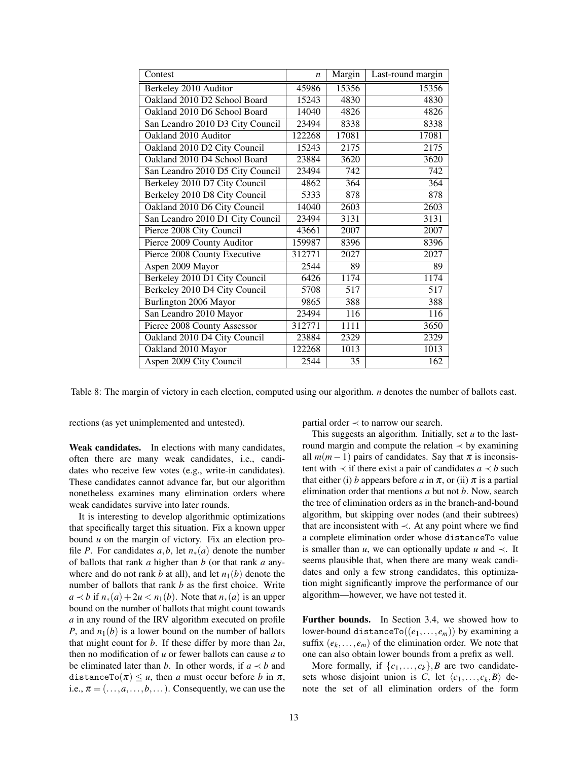| Contest | $n$ | Margin | Last-round margin |
|---|---|---|---|
| Berkeley 2010 Auditor | 45986 | 15356 | 15356 |
| Oakland 2010 D2 School Board | 15243 | 4830 | 4830 |
| Oakland 2010 D6 School Board | 14040 | 4826 | 4826 |
| San Leandro 2010 D3 City Council | 23494 | 8338 | 8338 |
| Oakland 2010 Auditor | 122268 | 17081 | 17081 |
| Oakland 2010 D2 City Council | 15243 | 2175 | 2175 |
| Oakland 2010 D4 School Board | 23884 | 3620 | 3620 |
| San Leandro 2010 D5 City Council | 23494 | 742 | 742 |
| Berkeley 2010 D7 City Council | 4862 | 364 | 364 |
| Berkeley 2010 D8 City Council | 5333 | 878 | 878 |
| Oakland 2010 D6 City Council | 14040 | 2603 | 2603 |
| San Leandro 2010 D1 City Council | 23494 | 3131 | 3131 |
| Pierce 2008 City Council | 43661 | 2007 | 2007 |
| Pierce 2009 County Auditor | 159987 | 8396 | 8396 |
| Pierce 2008 County Executive | 312771 | 2027 | 2027 |
| Aspen 2009 Mayor | 2544 | 89 | 89 |
| Berkeley 2010 D1 City Council | 6426 | 1174 | 1174 |
| Berkeley 2010 D4 City Council | 5708 | 517 | 517 |
| Burlington 2006 Mayor | 9865 | 388 | 388 |
| San Leandro 2010 Mayor | 23494 | 116 | 116 |
| Pierce 2008 County Assessor | 312771 | 1111 | 3650 |
| Oakland 2010 D4 City Council | 23884 | 2329 | 2329 |
| Oakland 2010 Mayor | 122268 | 1013 | 1013 |
| Aspen 2009 City Council | 2544 | 35 | 162 |

Table 8: The margin of victory in each election, computed using our algorithm. $n$ denotes the number of ballots cast.

rections (as yet unimplemented and untested).

**Weak candidates.** In elections with many candidates, often there are many weak candidates, i.e., candidates who receive few votes (e.g., write-in candidates). These candidates cannot advance far, but our algorithm nonetheless examines many elimination orders where weak candidates survive into later rounds.

It is interesting to develop algorithmic optimizations that specifically target this situation. Fix a known upper bound $u$ on the margin of victory. Fix an election profile $P$. For candidates $a, b$, let $n_*(a)$ denote the number of ballots that rank $a$ higher than $b$ (or that rank $a$ anywhere and do not rank $b$ at all), and let $n_1(b)$ denote the number of ballots that rank $b$ as the first choice. Write $a \prec b$ if $n_*(a) + 2u < n_1(b)$. Note that $n_*(a)$ is an upper bound on the number of ballots that might count towards $a$ in any round of the IRV algorithm executed on profile $P$, and $n_1(b)$ is a lower bound on the number of ballots that might count for $b$. If these differ by more than $2u$, then no modification of $u$ or fewer ballots can cause $a$ to be eliminated later than $b$. In other words, if $a \prec b$ and $\texttt{distanceTo}(\pi) \leq u$, then $a$ must occur before $b$ in $\pi$, i.e., $\pi = (\dots, a, \dots, b, \dots)$. Consequently, we can use the partial order $\prec$ to narrow our search.

This suggests an algorithm. Initially, set $u$ to the last-round margin and compute the relation $\prec$ by examining all $m(m-1)$ pairs of candidates. Say that $\pi$ is inconsistent with $\prec$ if there exist a pair of candidates $a \prec b$ such that either (i) $b$ appears before $a$ in $\pi$, or (ii) $\pi$ is a partial elimination order that mentions $a$ but not $b$. Now, search the tree of elimination orders as in the branch-and-bound algorithm, but skipping over nodes (and their subtrees) that are inconsistent with $\prec$. At any point where we find a complete elimination order whose distanceTo value is smaller than $u$, we can optionally update $u$ and $\prec$. It seems plausible that, when there are many weak candidates and only a few strong candidates, this optimization might significantly improve the performance of our algorithm—however, we have not tested it.

**Further bounds.** In Section 3.4, we showed how to lower-bound $\texttt{distanceTo}((e_1, \dots, e_m))$ by examining a suffix $(e_k, \dots, e_m)$ of the elimination order. We note that one can also obtain lower bounds from a prefix as well.

More formally, if $\{c_1, \dots, c_k\}, B$ are two candidate-sets whose disjoint union is $C$, let $\langle c_1, \dots, c_k, B \rangle$ denote the set of all elimination orders of the form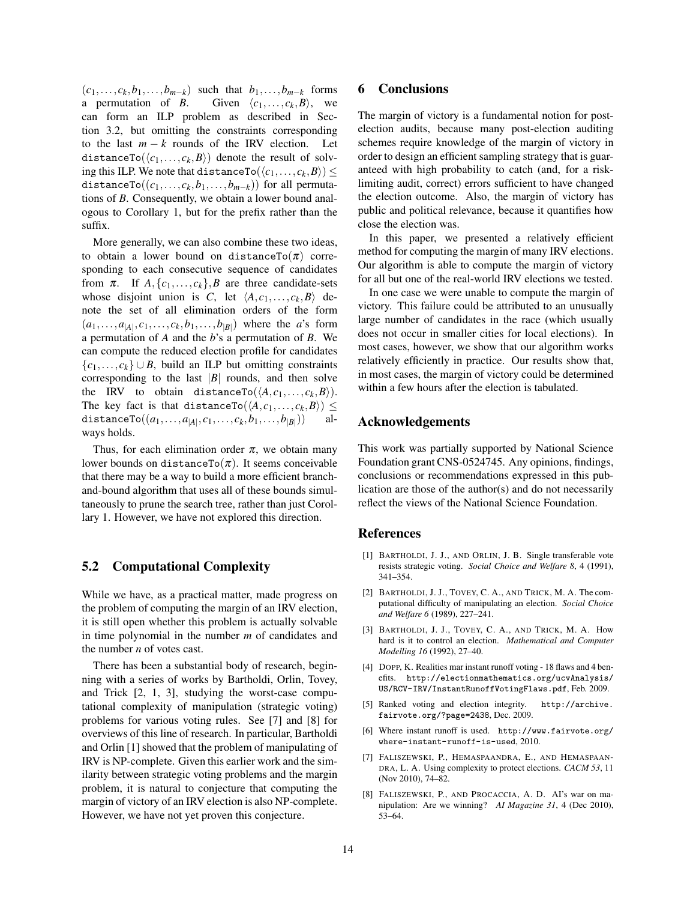$(c_1, \ldots, c_k, b_1, \ldots, b_{m-k})$ such that $b_1, \ldots, b_{m-k}$ forms a permutation of $B$. Given $\langle c_1, \ldots, c_k, B \rangle$, we can form an ILP problem as described in Section 3.2, but omitting the constraints corresponding to the last $m-k$ rounds of the IRV election. Let $\texttt{distanceTo}(\langle c_1, \ldots, c_k, B \rangle)$ denote the result of solving this ILP. We note that $\texttt{distanceTo}(\langle c_1, \ldots, c_k, B \rangle) \leq \texttt{distanceTo}((c_1, \ldots, c_k, b_1, \ldots, b_{m-k}))$ for all permutations of $B$. Consequently, we obtain a lower bound analogous to Corollary 1, but for the prefix rather than the suffix.

More generally, we can also combine these two ideas, to obtain a lower bound on $\texttt{distanceTo}(\pi)$ corresponding to each consecutive sequence of candidates from $\pi$. If $A, \{c_1, \ldots, c_k\}, B$ are three candidate-sets whose disjoint union is $C$, let $\langle A, c_1, \ldots, c_k, B \rangle$ denote the set of all elimination orders of the form $(a_1, \ldots, a_{|A|}, c_1, \ldots, c_k, b_1, \ldots, b_{|B|})$ where the $a$'s form a permutation of $A$ and the $b$'s a permutation of $B$. We can compute the reduced election profile for candidates $\{c_1, \ldots, c_k\} \cup B$, build an ILP but omitting constraints corresponding to the last $|B|$ rounds, and then solve the IRV to obtain $\texttt{distanceTo}(\langle A, c_1, \ldots, c_k, B \rangle)$. The key fact is that $\texttt{distanceTo}(\langle A, c_1, \ldots, c_k, B \rangle) \leq \texttt{distanceTo}((a_1, \ldots, a_{|A|}, c_1, \ldots, c_k, b_1, \ldots, b_{|B|}))$ always holds.

Thus, for each elimination order $\pi$, we obtain many lower bounds on $\texttt{distanceTo}(\pi)$. It seems conceivable that there may be a way to build a more efficient branch-and-bound algorithm that uses all of these bounds simultaneously to prune the search tree, rather than just Corollary 1. However, we have not explored this direction.

### 5.2 Computational Complexity

While we have, as a practical matter, made progress on the problem of computing the margin of an IRV election, it is still open whether this problem is actually solvable in time polynomial in the number $m$ of candidates and the number $n$ of votes cast.

There has been a substantial body of research, beginning with a series of works by Bartholdi, Orlin, Tovey, and Trick [2, 1, 3], studying the worst-case computational complexity of manipulation (strategic voting) problems for various voting rules. See [7] and [8] for overviews of this line of research. In particular, Bartholdi and Orlin [1] showed that the problem of manipulating of IRV is NP-complete. Given this earlier work and the similarity between strategic voting problems and the margin problem, it is natural to conjecture that computing the margin of victory of an IRV election is also NP-complete. However, we have not yet proven this conjecture.

## 6 Conclusions

The margin of victory is a fundamental notion for post-election audits, because many post-election auditing schemes require knowledge of the margin of victory in order to design an efficient sampling strategy that is guaranteed with high probability to catch (and, for a risk-limiting audit, correct) errors sufficient to have changed the election outcome. Also, the margin of victory has public and political relevance, because it quantifies how close the election was.

In this paper, we presented a relatively efficient method for computing the margin of many IRV elections. Our algorithm is able to compute the margin of victory for all but one of the real-world IRV elections we tested.

In one case we were unable to compute the margin of victory. This failure could be attributed to an unusually large number of candidates in the race (which usually does not occur in smaller cities for local elections). In most cases, however, we show that our algorithm works relatively efficiently in practice. Our results show that, in most cases, the margin of victory could be determined within a few hours after the election is tabulated.

## Acknowledgements

This work was partially supported by National Science Foundation grant CNS-0524745. Any opinions, findings, conclusions or recommendations expressed in this publication are those of the author(s) and do not necessarily reflect the views of the National Science Foundation.

## References

[1] Bartholdi, J. J., and Orlin, J. B. Single transferable vote resists strategic voting. *Social Choice and Welfare 8*, 4 (1991), 341–354.

[2] Bartholdi, J. J., Tovey, C. A., and Trick, M. A. The computational difficulty of manipulating an election. *Social Choice and Welfare 6* (1989), 227–241.

[3] Bartholdi, J. J., Tovey, C. A., and Trick, M. A. How hard is it to control an election. *Mathematical and Computer Modelling 16* (1992), 27–40.

[4] Dopp, K. Realities mar instant runoff voting - 18 flaws and 4 benefits. `http://electionmathematics.org/ucvAnalysis/US/RCV-IRV/InstantRunoffVotingFlaws.pdf`, Feb. 2009.

[5] Ranked voting and election integrity. `http://archive.fairvote.org/?page=2438`, Dec. 2009.

[6] Where instant runoff is used. `http://www.fairvote.org/where-instant-runoff-is-used`, 2010.

[7] Faliszewski, P., Hemaspaandra, E., and Hemaspaandra, L. A. Using complexity to protect elections. *CACM 53*, 11 (Nov 2010), 74–82.

[8] Faliszewski, P., and Procaccia, A. D. AI's war on manipulation: Are we winning? *AI Magazine 31*, 4 (Dec 2010), 53–64.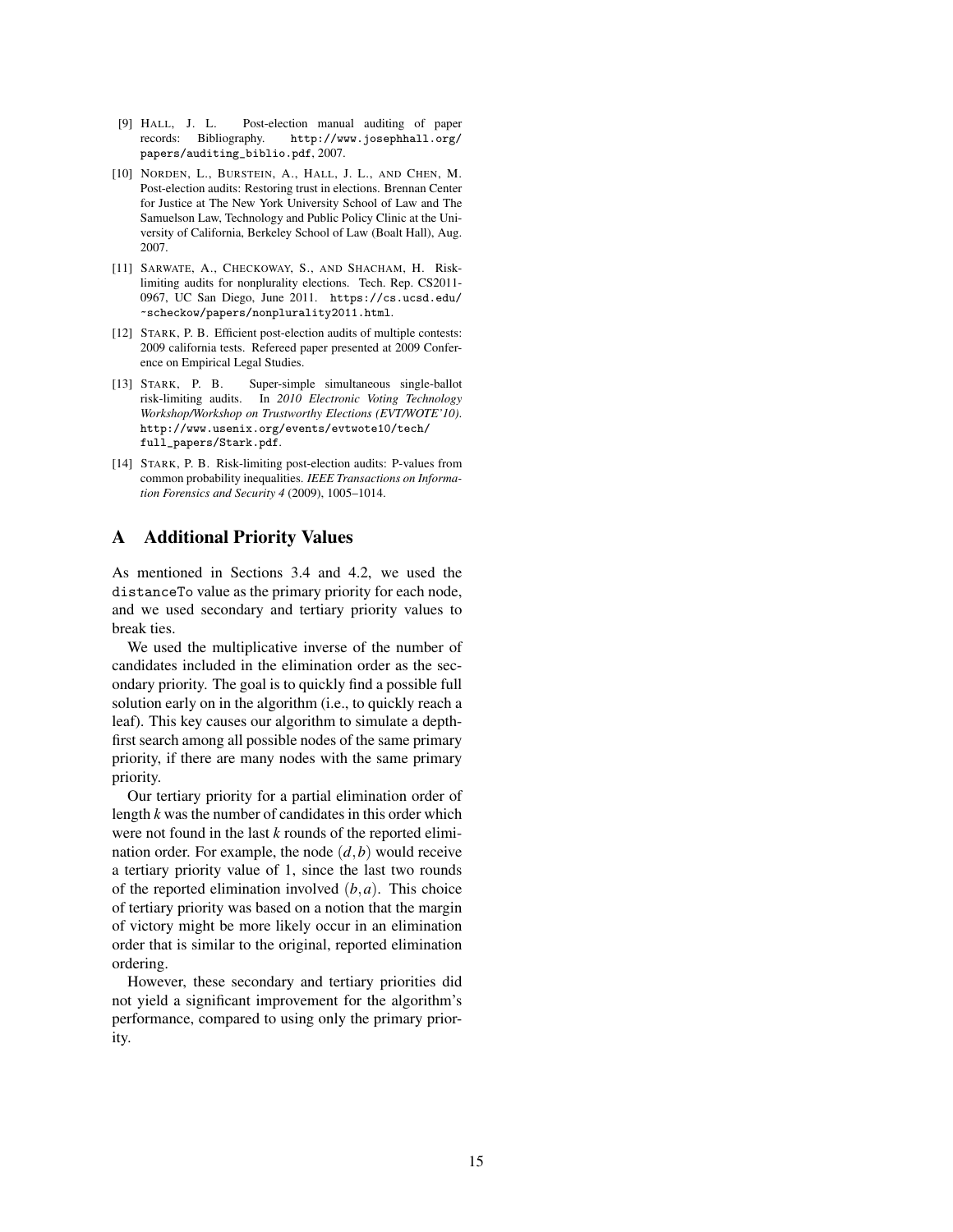[9] Hall, J. L. Post-election manual auditing of paper records: Bibliography. http://www.josephhall.org/papers/auditing_biblio.pdf, 2007.

[10] Norden, L., Burstein, A., Hall, J. L., and Chen, M. Post-election audits: Restoring trust in elections. Brennan Center for Justice at The New York University School of Law and The Samuelson Law, Technology and Public Policy Clinic at the University of California, Berkeley School of Law (Boalt Hall), Aug. 2007.

[11] Sarwate, A., Checkoway, S., and Shacham, H. Risk-limiting audits for nonplurality elections. Tech. Rep. CS2011-0967, UC San Diego, June 2011. https://cs.ucsd.edu/~scheckow/papers/nonplurality2011.html.

[12] Stark, P. B. Efficient post-election audits of multiple contests: 2009 california tests. Refereed paper presented at 2009 Conference on Empirical Legal Studies.

[13] Stark, P. B. Super-simple simultaneous single-ballot risk-limiting audits. In *2010 Electronic Voting Technology Workshop/Workshop on Trustworthy Elections (EVT/WOTE'10)*. http://www.usenix.org/events/evtwote10/tech/full_papers/Stark.pdf.

[14] Stark, P. B. Risk-limiting post-election audits: P-values from common probability inequalities. *IEEE Transactions on Information Forensics and Security 4* (2009), 1005–1014.

## A Additional Priority Values

As mentioned in Sections 3.4 and 4.2, we used the `distanceTo` value as the primary priority for each node, and we used secondary and tertiary priority values to break ties.

We used the multiplicative inverse of the number of candidates included in the elimination order as the secondary priority. The goal is to quickly find a possible full solution early on in the algorithm (i.e., to quickly reach a leaf). This key causes our algorithm to simulate a depth-first search among all possible nodes of the same primary priority, if there are many nodes with the same primary priority.

Our tertiary priority for a partial elimination order of length $k$ was the number of candidates in this order which were not found in the last $k$ rounds of the reported elimination order. For example, the node $(d,b)$ would receive a tertiary priority value of 1, since the last two rounds of the reported elimination involved $(b,a)$. This choice of tertiary priority was based on a notion that the margin of victory might be more likely occur in an elimination order that is similar to the original, reported elimination ordering.

However, these secondary and tertiary priorities did not yield a significant improvement for the algorithm's performance, compared to using only the primary priority.